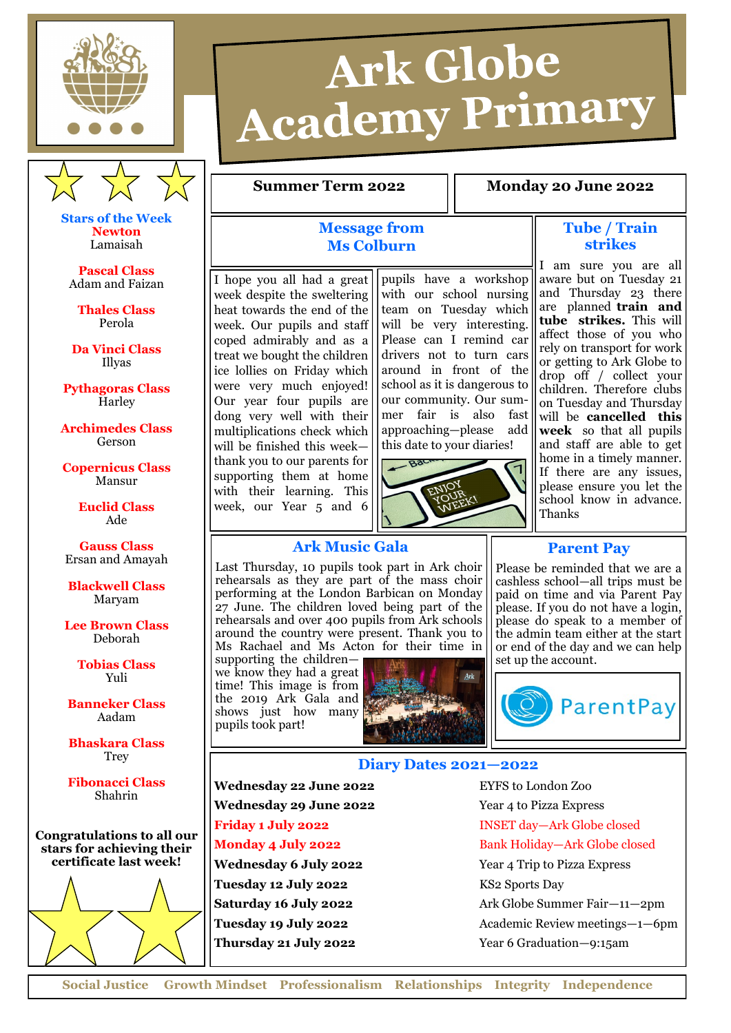# Ark Globe Academy Primary

**Summer Term 2022** | **Monday 20 June 2022**

## Message from Ms Colburn

I hope you all had a great week despite the sweltering heat towards the end of the week. Our pupils and staff coped admirably and as a treat we bought the children ice lollies on Friday which were very much enjoyed! Our year four pupils are dong very well with their multiplications check which will be finished this week—thank you to our parents for supporting them at home with their learning. This week, our Year 5 and 6 pupils have a workshop with our school nursing team on Tuesday which will be very interesting. Please can I remind car drivers not to turn cars around in front of the school as it is dangerous to our community. Our summer fair is also fast approaching—please add this date to your diaries!

## Tube / Train strikes

I am sure you are all aware but on Tuesday 21 and Thursday 23 there are planned **train and tube strikes.** This will affect those of you who rely on transport for work or getting to Ark Globe to drop off / collect your children. Therefore clubs on Tuesday and Thursday will be **cancelled this week** so that all pupils and staff are able to get home in a timely manner. If there are any issues, please ensure you let the school know in advance. Thanks

## Ark Music Gala

Last Thursday, 10 pupils took part in Ark choir rehearsals as they are part of the mass choir performing at the London Barbican on Monday 27 June. The children loved being part of the rehearsals and over 400 pupils from Ark schools around the country were present. Thank you to Ms Rachael and Ms Acton for their time in supporting the children—we know they had a great time! This image is from the 2019 Ark Gala and shows just how many pupils took part!

## Parent Pay

Please be reminded that we are a cashless school—all trips must be paid on time and via Parent Pay please. If you do not have a login, please do speak to a member of the admin team either at the start or end of the day and we can help set up the account.

## Stars of the Week

**Newton**
Lamaisah

**Pascal Class**
Adam and Faizan

**Thales Class**
Perola

**Da Vinci Class**
Illyas

**Pythagoras Class**
Harley

**Archimedes Class**
Gerson

**Copernicus Class**
Mansur

**Euclid Class**
Ade

**Gauss Class**
Ersan and Amayah

**Blackwell Class**
Maryam

**Lee Brown Class**
Deborah

**Tobias Class**
Yuli

**Banneker Class**
Aadam

**Bhaskara Class**
Trey

**Fibonacci Class**
Shahrin

**Congratulations to all our stars for achieving their certificate last week!**

## Diary Dates 2021—2022

| Date | Event |
|---|---|
| **Wednesday 22 June 2022** | EYFS to London Zoo |
| **Wednesday 29 June 2022** | Year 4 to Pizza Express |
| **Friday 1 July 2022** | INSET day—Ark Globe closed |
| **Monday 4 July 2022** | Bank Holiday—Ark Globe closed |
| **Wednesday 6 July 2022** | Year 4 Trip to Pizza Express |
| **Tuesday 12 July 2022** | KS2 Sports Day |
| **Saturday 16 July 2022** | Ark Globe Summer Fair—11—2pm |
| **Tuesday 19 July 2022** | Academic Review meetings—1—6pm |
| **Thursday 21 July 2022** | Year 6 Graduation—9:15am |

Social Justice · Growth Mindset · Professionalism · Relationships · Integrity · Independence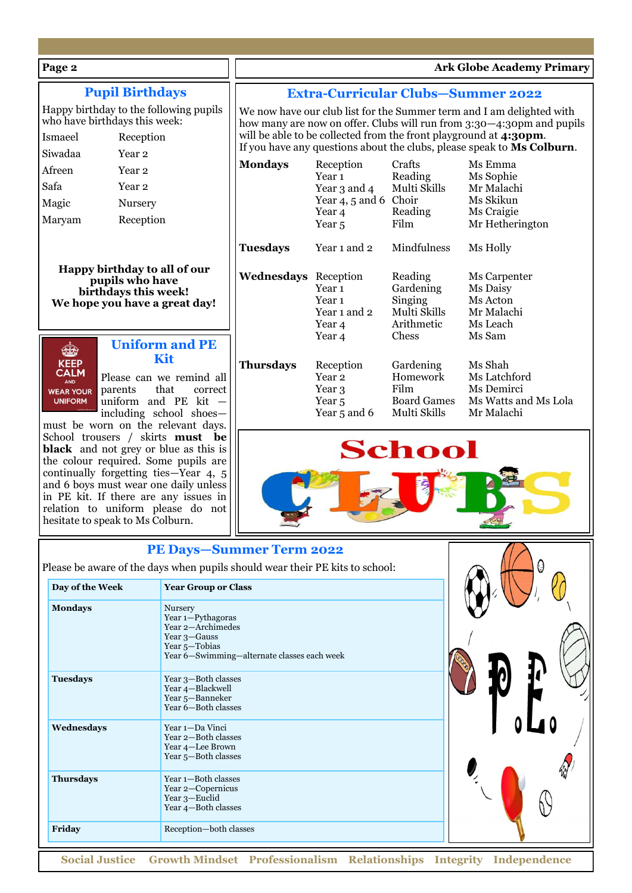## Pupil Birthdays

Happy birthday to the following pupils who have birthdays this week:

| | |
|---|---|
| Ismaeel | Reception |
| Siwadaa | Year 2 |
| Afreen | Year 2 |
| Safa | Year 2 |
| Magic | Nursery |
| Maryam | Reception |

**Happy birthday to all of our pupils who have birthdays this week! We hope you have a great day!**

## Uniform and PE Kit

KEEP CALM AND WEAR YOUR UNIFORM

Please can we remind all parents that correct uniform and PE kit — including school shoes— must be worn on the relevant days. School trousers / skirts **must be black** and not grey or blue as this is the colour required. Some pupils are continually forgetting ties—Year 4, 5 and 6 boys must wear one daily unless in PE kit. If there are any issues in relation to uniform please do not hesitate to speak to Ms Colburn.

## Extra-Curricular Clubs—Summer 2022

We now have our club list for the Summer term and I am delighted with how many are now on offer. Clubs will run from 3:30—4:30pm and pupils will be able to be collected from the front playground at **4:30pm**.
If you have any questions about the clubs, please speak to **Ms Colburn**.

| | | | |
|---|---|---|---|
| **Mondays** | Reception | Crafts | Ms Emma |
| | Year 1 | Reading | Ms Sophie |
| | Year 3 and 4 | Multi Skills | Mr Malachi |
| | Year 4, 5 and 6 | Choir | Ms Skikun |
| | Year 4 | Reading | Ms Craigie |
| | Year 5 | Film | Mr Hetherington |
| **Tuesdays** | Year 1 and 2 | Mindfulness | Ms Holly |
| **Wednesdays** | Reception | Reading | Ms Carpenter |
| | Year 1 | Gardening | Ms Daisy |
| | Year 1 | Singing | Ms Acton |
| | Year 1 and 2 | Multi Skills | Mr Malachi |
| | Year 4 | Arithmetic | Ms Leach |
| | Year 4 | Chess | Ms Sam |
| **Thursdays** | Reception | Gardening | Ms Shah |
| | Year 2 | Homework | Ms Latchford |
| | Year 3 | Film | Ms Demirci |
| | Year 5 | Board Games | Ms Watts and Ms Lola |
| | Year 5 and 6 | Multi Skills | Mr Malachi |

School CLUBS

## PE Days—Summer Term 2022

Please be aware of the days when pupils should wear their PE kits to school:

| Day of the Week | Year Group or Class |
|---|---|
| **Mondays** | Nursery<br>Year 1—Pythagoras<br>Year 2—Archimedes<br>Year 3—Gauss<br>Year 5—Tobias<br>Year 6—Swimming—alternate classes each week |
| **Tuesdays** | Year 3—Both classes<br>Year 4—Blackwell<br>Year 5—Banneker<br>Year 6—Both classes |
| **Wednesdays** | Year 1—Da Vinci<br>Year 2—Both classes<br>Year 4—Lee Brown<br>Year 5—Both classes |
| **Thursdays** | Year 1—Both classes<br>Year 2—Copernicus<br>Year 3—Euclid<br>Year 4—Both classes |
| **Friday** | Reception—both classes |

P.E.

Social Justice Growth Mindset Professionalism Relationships Integrity Independence